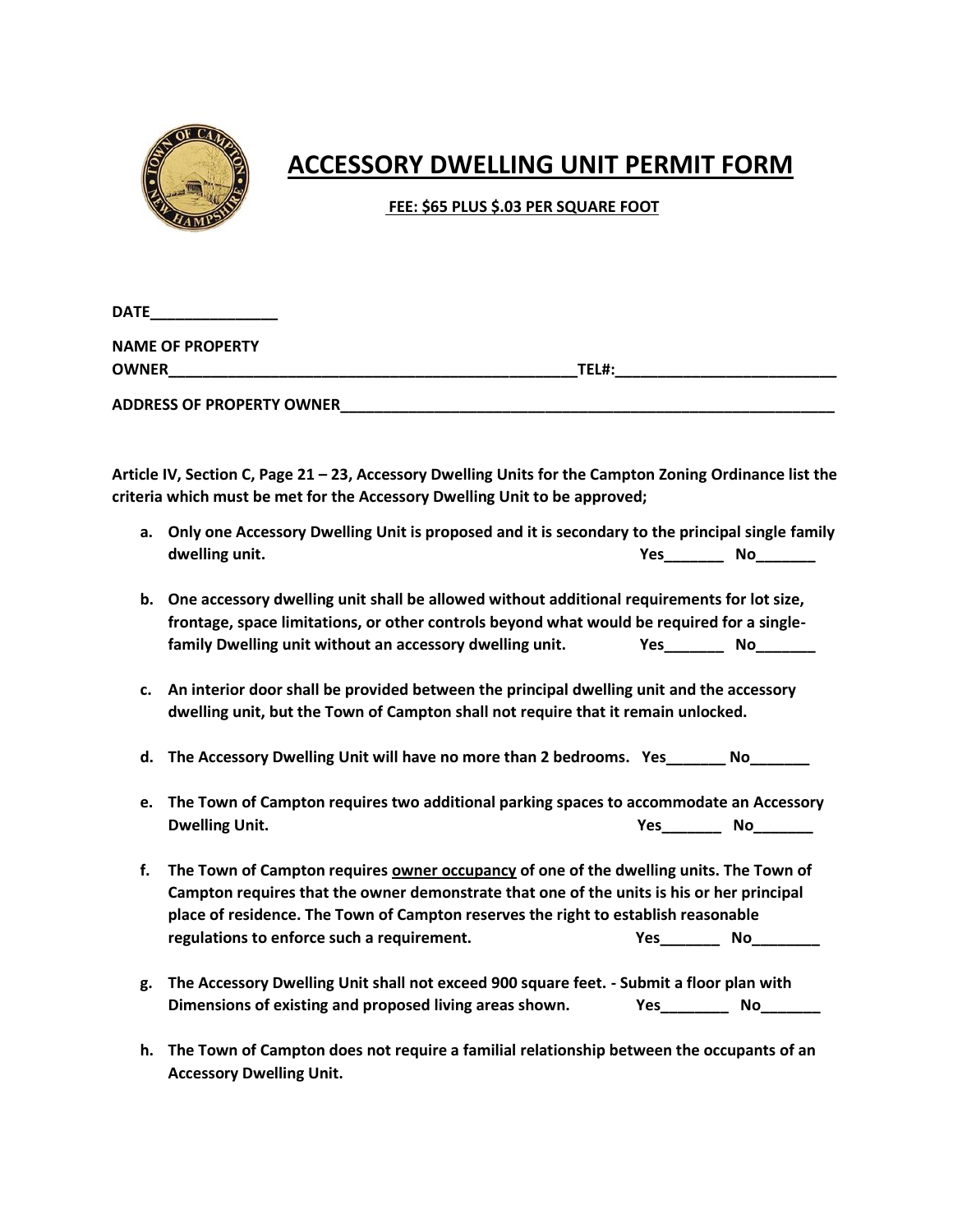# ACCESSORY DWELLING UNIT PERMIT FORM

**FEE: $65 PLUS $.03 PER SQUARE FOOT**

**DATE_______________**

**NAME OF PROPERTY OWNER__________________________________________________TEL#:__________________________**

**ADDRESS OF PROPERTY OWNER____________________________________________________________**

**Article IV, Section C, Page 21 – 23, Accessory Dwelling Units for the Campton Zoning Ordinance list the criteria which must be met for the Accessory Dwelling Unit to be approved;**

a. **Only one Accessory Dwelling Unit is proposed and it is secondary to the principal single family dwelling unit.** **Yes_______ No_______**

b. **One accessory dwelling unit shall be allowed without additional requirements for lot size, frontage, space limitations, or other controls beyond what would be required for a single-family Dwelling unit without an accessory dwelling unit.** **Yes_______ No_______**

c. **An interior door shall be provided between the principal dwelling unit and the accessory dwelling unit, but the Town of Campton shall not require that it remain unlocked.**

d. **The Accessory Dwelling Unit will have no more than 2 bedrooms.** **Yes_______ No_______**

e. **The Town of Campton requires two additional parking spaces to accommodate an Accessory Dwelling Unit.** **Yes_______ No_______**

f. **The Town of Campton requires <u>owner occupancy</u> of one of the dwelling units. The Town of Campton requires that the owner demonstrate that one of the units is his or her principal place of residence. The Town of Campton reserves the right to establish reasonable regulations to enforce such a requirement.** **Yes_______ No________**

g. **The Accessory Dwelling Unit shall not exceed 900 square feet. - Submit a floor plan with Dimensions of existing and proposed living areas shown.** **Yes________ No_______**

h. **The Town of Campton does not require a familial relationship between the occupants of an Accessory Dwelling Unit.**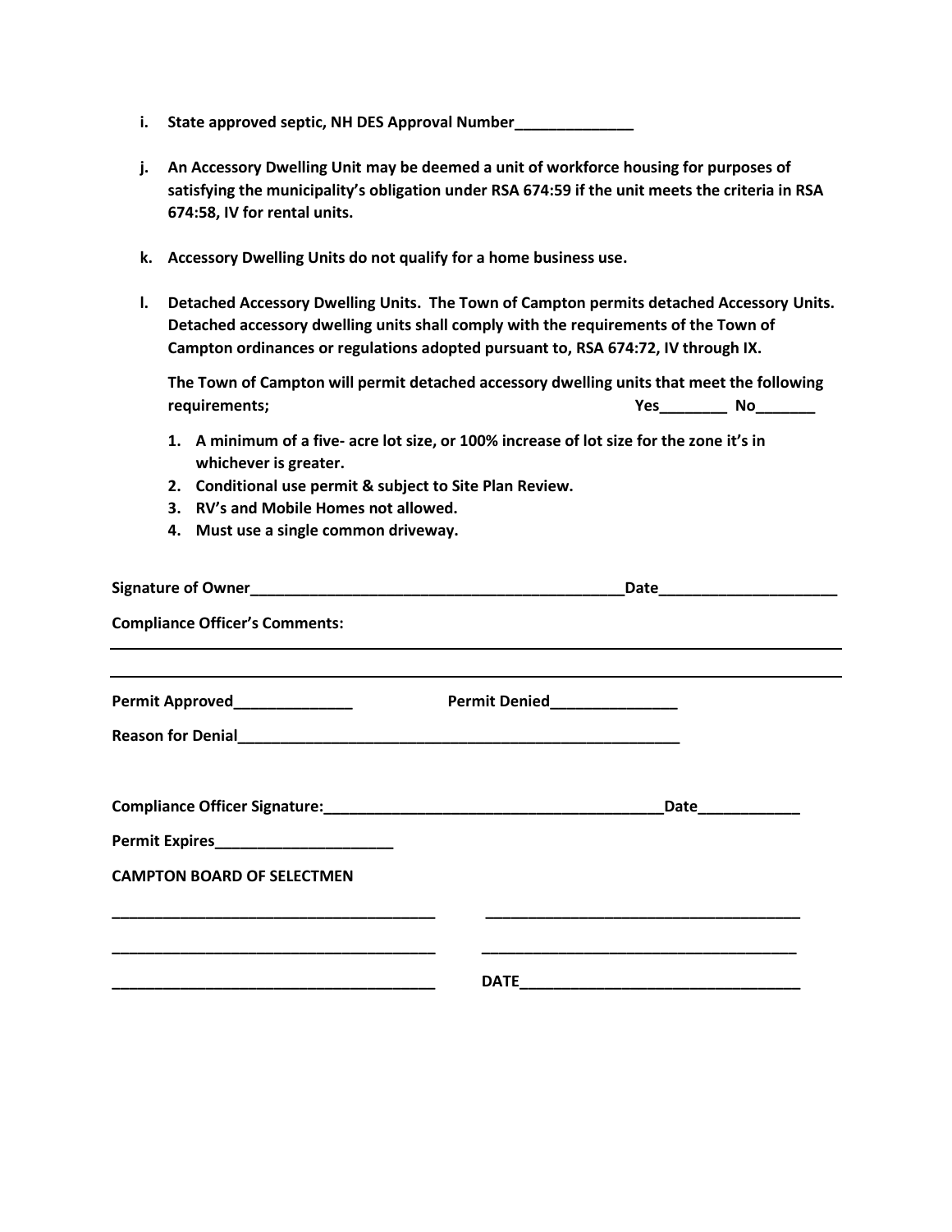**i. State approved septic, NH DES Approval Number______________**

**j. An Accessory Dwelling Unit may be deemed a unit of workforce housing for purposes of satisfying the municipality's obligation under RSA 674:59 if the unit meets the criteria in RSA 674:58, IV for rental units.**

**k. Accessory Dwelling Units do not qualify for a home business use.**

**l. Detached Accessory Dwelling Units. The Town of Campton permits detached Accessory Units. Detached accessory dwelling units shall comply with the requirements of the Town of Campton ordinances or regulations adopted pursuant to, RSA 674:72, IV through IX.**

**The Town of Campton will permit detached accessory dwelling units that meet the following requirements; Yes________ No_______**

1. **A minimum of a five- acre lot size, or 100% increase of lot size for the zone it's in whichever is greater.**
2. **Conditional use permit & subject to Site Plan Review.**
3. **RV's and Mobile Homes not allowed.**
4. **Must use a single common driveway.**

**Signature of Owner_____________________________________________Date_____________________**

**Compliance Officer's Comments:**

______________________________________________________________________________________

______________________________________________________________________________________

**Permit Approved______________ Permit Denied_______________**

**Reason for Denial_______________________________________________________**

**Compliance Officer Signature:_________________________________________Date____________**

**Permit Expires_____________________**

**CAMPTON BOARD OF SELECTMEN**

_______________________________________ _____________________________________

_______________________________________ _____________________________________

_______________________________________ **DATE**_________________________________